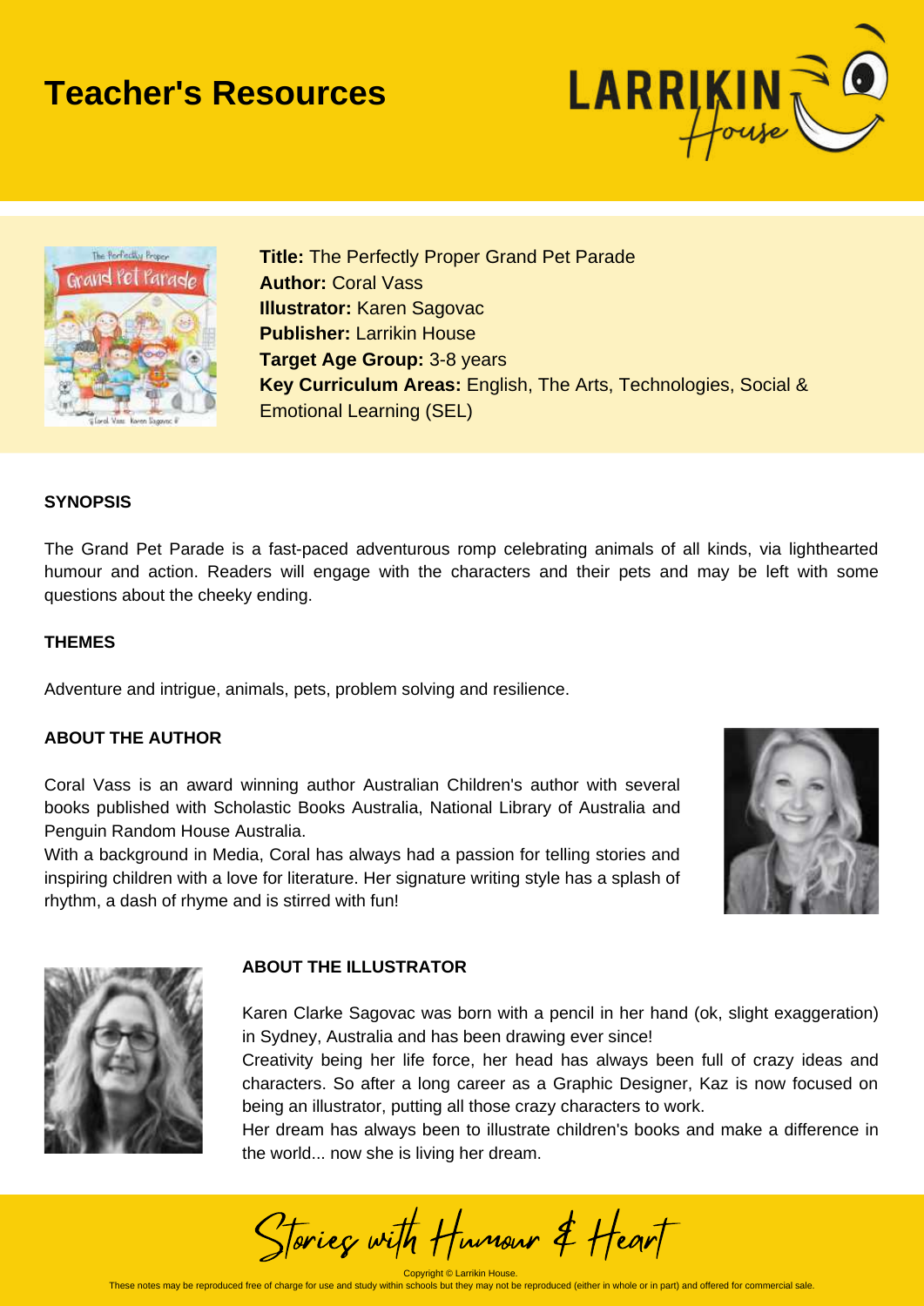# Teacher's Resources

**Title:** The Perfectly Proper Grand Pet Parade
**Author:** Coral Vass
**Illustrator:** Karen Sagovac
**Publisher:** Larrikin House
**Target Age Group:** 3-8 years
**Key Curriculum Areas:** English, The Arts, Technologies, Social & Emotional Learning (SEL)

## SYNOPSIS

The Grand Pet Parade is a fast-paced adventurous romp celebrating animals of all kinds, via lighthearted humour and action. Readers will engage with the characters and their pets and may be left with some questions about the cheeky ending.

## THEMES

Adventure and intrigue, animals, pets, problem solving and resilience.

## ABOUT THE AUTHOR

Coral Vass is an award winning author Australian Children's author with several books published with Scholastic Books Australia, National Library of Australia and Penguin Random House Australia.

With a background in Media, Coral has always had a passion for telling stories and inspiring children with a love for literature. Her signature writing style has a splash of rhythm, a dash of rhyme and is stirred with fun!

## ABOUT THE ILLUSTRATOR

Karen Clarke Sagovac was born with a pencil in her hand (ok, slight exaggeration) in Sydney, Australia and has been drawing ever since!

Creativity being her life force, her head has always been full of crazy ideas and characters. So after a long career as a Graphic Designer, Kaz is now focused on being an illustrator, putting all those crazy characters to work.

Her dream has always been to illustrate children's books and make a difference in the world... now she is living her dream.

Stories with Humour & Heart

Copyright © Larrikin House.
These notes may be reproduced free of charge for use and study within schools but they may not be reproduced (either in whole or in part) and offered for commercial sale.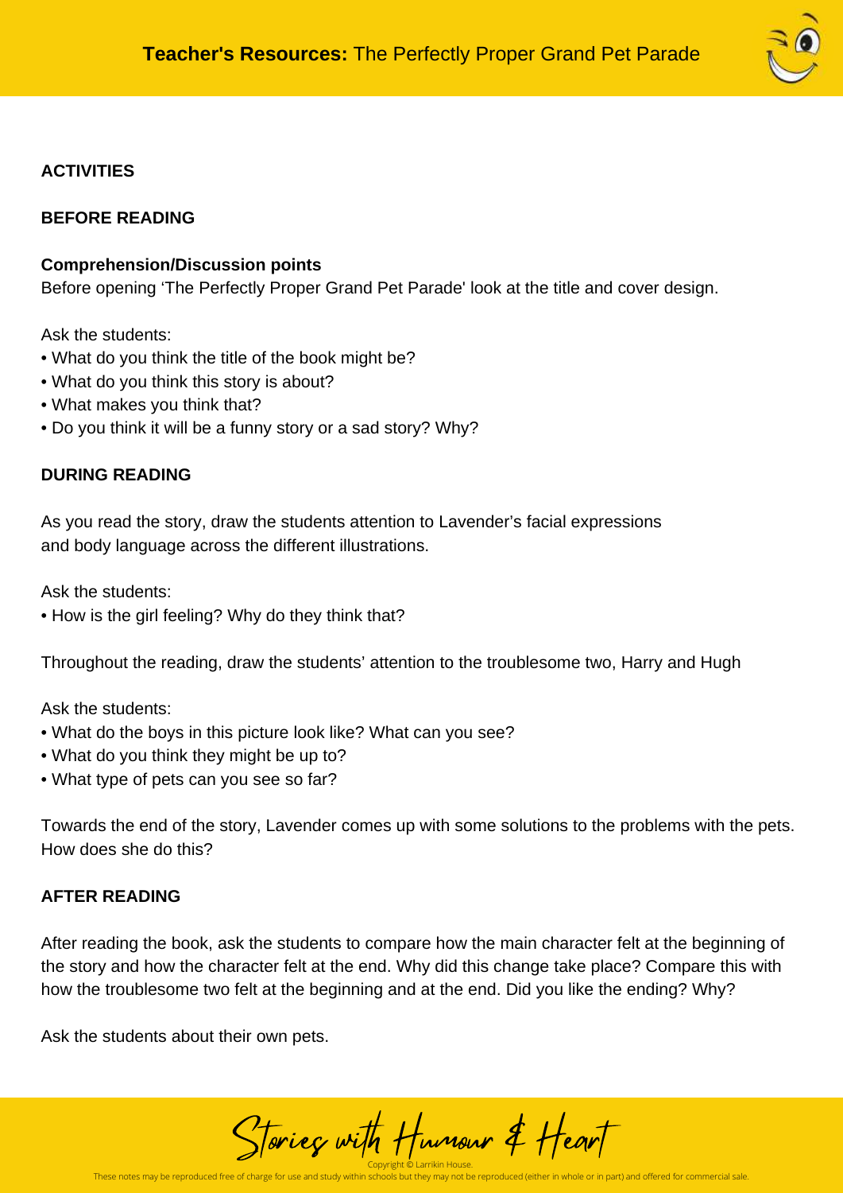## ACTIVITIES

### BEFORE READING

**Comprehension/Discussion points**
Before opening 'The Perfectly Proper Grand Pet Parade' look at the title and cover design.

Ask the students:
- What do you think the title of the book might be?
- What do you think this story is about?
- What makes you think that?
- Do you think it will be a funny story or a sad story? Why?

### DURING READING

As you read the story, draw the students attention to Lavender's facial expressions and body language across the different illustrations.

Ask the students:
- How is the girl feeling? Why do they think that?

Throughout the reading, draw the students' attention to the troublesome two, Harry and Hugh

Ask the students:
- What do the boys in this picture look like? What can you see?
- What do you think they might be up to?
- What type of pets can you see so far?

Towards the end of the story, Lavender comes up with some solutions to the problems with the pets. How does she do this?

### AFTER READING

After reading the book, ask the students to compare how the main character felt at the beginning of the story and how the character felt at the end. Why did this change take place? Compare this with how the troublesome two felt at the beginning and at the end. Did you like the ending? Why?

Ask the students about their own pets.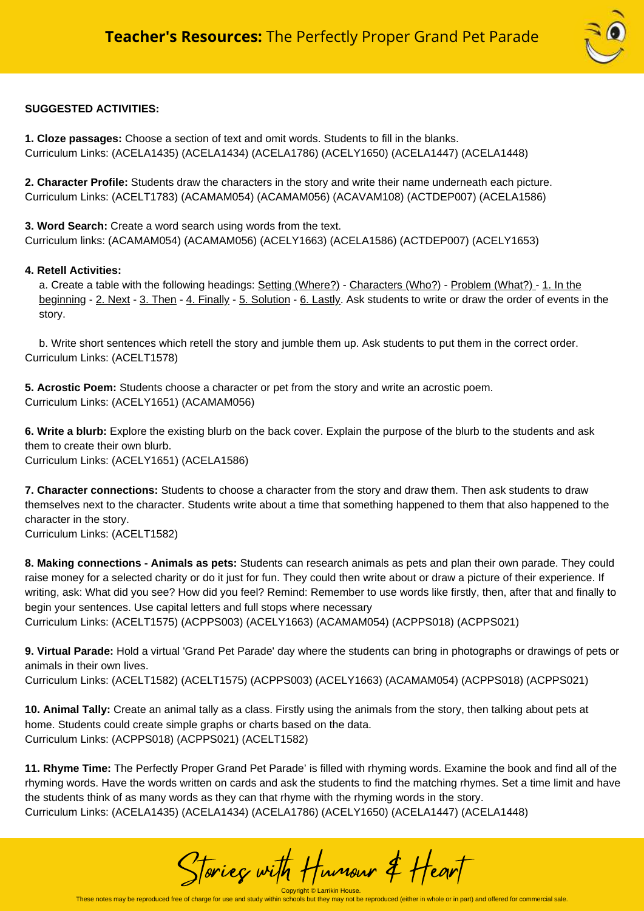**SUGGESTED ACTIVITIES:**

**1. Cloze passages:** Choose a section of text and omit words. Students to fill in the blanks.
Curriculum Links: (ACELA1435) (ACELA1434) (ACELA1786) (ACELY1650) (ACELA1447) (ACELA1448)

**2. Character Profile:** Students draw the characters in the story and write their name underneath each picture.
Curriculum Links: (ACELT1783) (ACAMAM054) (ACAMAM056) (ACAVAM108) (ACTDEP007) (ACELA1586)

**3. Word Search:** Create a word search using words from the text.
Curriculum links: (ACAMAM054) (ACAMAM056) (ACELY1663) (ACELA1586) (ACTDEP007) (ACELY1653)

**4. Retell Activities:**

a. Create a table with the following headings: Setting (Where?) - Characters (Who?) - Problem (What?) - 1. In the beginning - 2. Next - 3. Then - 4. Finally - 5. Solution - 6. Lastly. Ask students to write or draw the order of events in the story.

b. Write short sentences which retell the story and jumble them up. Ask students to put them in the correct order.
Curriculum Links: (ACELT1578)

**5. Acrostic Poem:** Students choose a character or pet from the story and write an acrostic poem.
Curriculum Links: (ACELY1651) (ACAMAM056)

**6. Write a blurb:** Explore the existing blurb on the back cover. Explain the purpose of the blurb to the students and ask them to create their own blurb.
Curriculum Links: (ACELY1651) (ACELA1586)

**7. Character connections:** Students to choose a character from the story and draw them. Then ask students to draw themselves next to the character. Students write about a time that something happened to them that also happened to the character in the story.
Curriculum Links: (ACELT1582)

**8. Making connections - Animals as pets:** Students can research animals as pets and plan their own parade. They could raise money for a selected charity or do it just for fun. They could then write about or draw a picture of their experience. If writing, ask: What did you see? How did you feel? Remind: Remember to use words like firstly, then, after that and finally to begin your sentences. Use capital letters and full stops where necessary
Curriculum Links: (ACELT1575) (ACPPS003) (ACELY1663) (ACAMAM054) (ACPPS018) (ACPPS021)

**9. Virtual Parade:** Hold a virtual 'Grand Pet Parade' day where the students can bring in photographs or drawings of pets or animals in their own lives.
Curriculum Links: (ACELT1582) (ACELT1575) (ACPPS003) (ACELY1663) (ACAMAM054) (ACPPS018) (ACPPS021)

**10. Animal Tally:** Create an animal tally as a class. Firstly using the animals from the story, then talking about pets at home. Students could create simple graphs or charts based on the data.
Curriculum Links: (ACPPS018) (ACPPS021) (ACELT1582)

**11. Rhyme Time:** The Perfectly Proper Grand Pet Parade' is filled with rhyming words. Examine the book and find all of the rhyming words. Have the words written on cards and ask the students to find the matching rhymes. Set a time limit and have the students think of as many words as they can that rhyme with the rhyming words in the story.
Curriculum Links: (ACELA1435) (ACELA1434) (ACELA1786) (ACELY1650) (ACELA1447) (ACELA1448)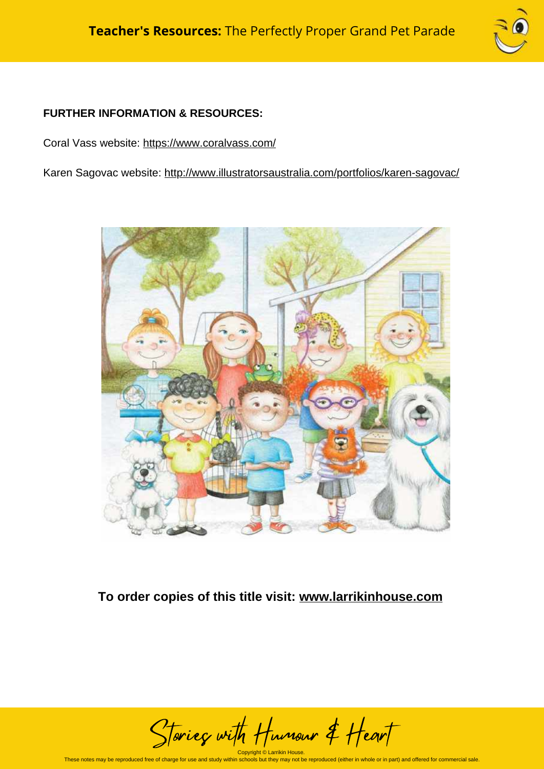**FURTHER INFORMATION & RESOURCES:**

Coral Vass website: [https://www.coralvass.com/](https://www.coralvass.com/)

Karen Sagovac website: [http://www.illustratorsaustralia.com/portfolios/karen-sagovac/](http://www.illustratorsaustralia.com/portfolios/karen-sagovac/)

**To order copies of this title visit: [www.larrikinhouse.com](http://www.larrikinhouse.com)**

Stories with Humour & Heart

Copyright © Larrikin House.

These notes may be reproduced free of charge for use and study within schools but they may not be reproduced (either in whole or in part) and offered for commercial sale.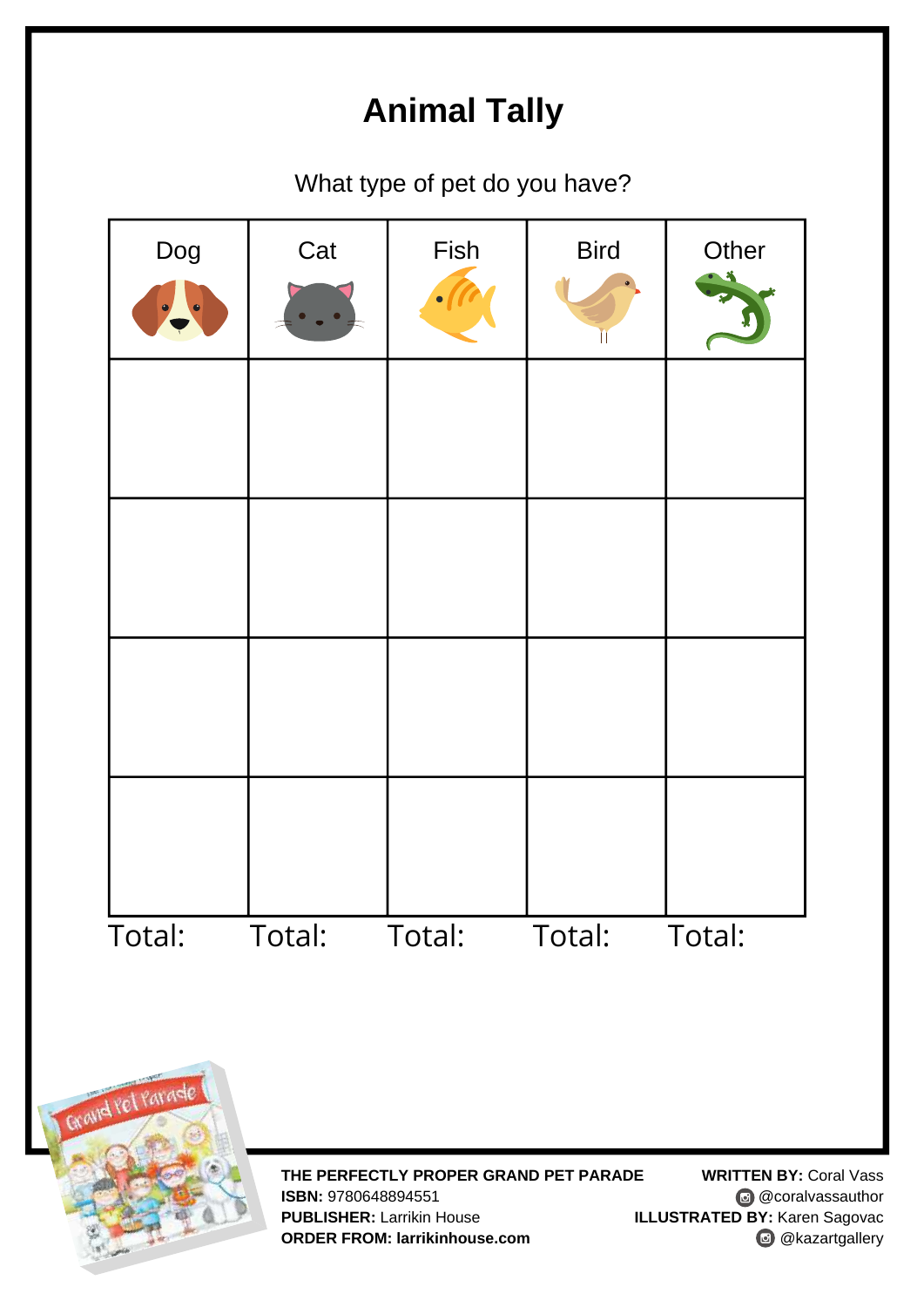# Animal Tally

What type of pet do you have?

| Dog | Cat | Fish | Bird | Other |
| --- | --- | --- | --- | --- |
| | | | | |
| | | | | |
| | | | | |
| | | | | |
| Total: | Total: | Total: | Total: | Total: |

**THE PERFECTLY PROPER GRAND PET PARADE**
**ISBN:** 9780648894551
**PUBLISHER:** Larrikin House
**ORDER FROM: larrikinhouse.com**

**WRITTEN BY:** Coral Vass
@coralvassauthor
**ILLUSTRATED BY:** Karen Sagovac
@kazartgallery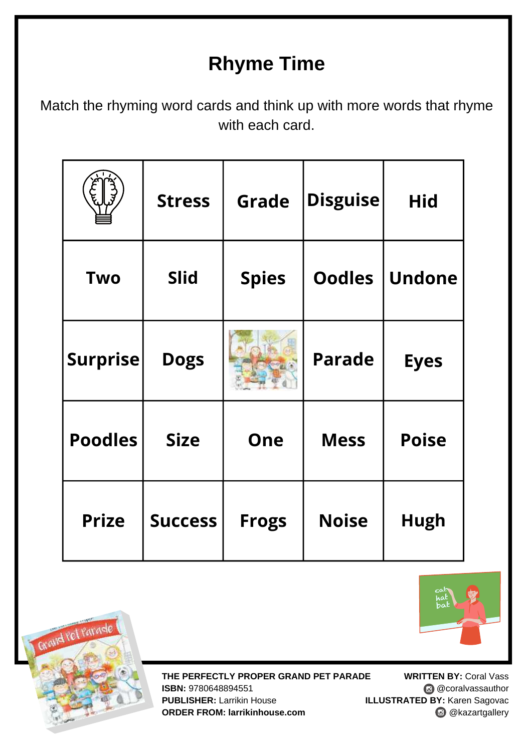# Rhyme Time

Match the rhyming word cards and think up with more words that rhyme with each card.

| | | | | |
|---|---|---|---|---|
| | Stress | Grade | Disguise | Hid |
| Two | Slid | Spies | Oodles | Undone |
| Surprise | Dogs | | Parade | Eyes |
| Poodles | Size | One | Mess | Poise |
| Prize | Success | Frogs | Noise | Hugh |

**THE PERFECTLY PROPER GRAND PET PARADE**
**ISBN:** 9780648894551
**PUBLISHER:** Larrikin House
**ORDER FROM: larrikinhouse.com**

**WRITTEN BY:** Coral Vass
@coralvassauthor
**ILLUSTRATED BY:** Karen Sagovac
@kazartgallery